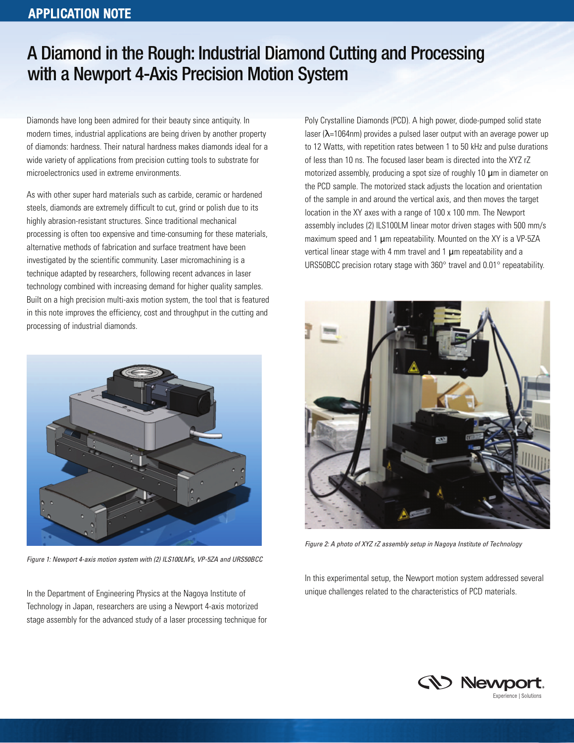# A Diamond in the Rough: Industrial Diamond Cutting and Processing with a Newport 4-Axis Precision Motion System

Diamonds have long been admired for their beauty since antiquity. In modern times, industrial applications are being driven by another property of diamonds: hardness. Their natural hardness makes diamonds ideal for a wide variety of applications from precision cutting tools to substrate for microelectronics used in extreme environments.

As with other super hard materials such as carbide, ceramic or hardened steels, diamonds are extremely difficult to cut, grind or polish due to its highly abrasion-resistant structures. Since traditional mechanical processing is often too expensive and time-consuming for these materials, alternative methods of fabrication and surface treatment have been investigated by the scientific community. Laser micromachining is a technique adapted by researchers, following recent advances in laser technology combined with increasing demand for higher quality samples. Built on a high precision multi-axis motion system, the tool that is featured in this note improves the efficiency, cost and throughput in the cutting and processing of industrial diamonds.

Figure 1: Newport 4-axis motion system with (2) ILS100LM's, VP-5ZA and URS50BCC

In the Department of Engineering Physics at the Nagoya Institute of Technology in Japan, researchers are using a Newport 4-axis motorized stage assembly for the advanced study of a laser processing technique for Poly Crystalline Diamonds (PCD). A high power, diode-pumped solid state laser ($\lambda$=1064nm) provides a pulsed laser output with an average power up to 12 Watts, with repetition rates between 1 to 50 kHz and pulse durations of less than 10 ns. The focused laser beam is directed into the XYZ rZ motorized assembly, producing a spot size of roughly 10 µm in diameter on the PCD sample. The motorized stack adjusts the location and orientation of the sample in and around the vertical axis, and then moves the target location in the XY axes with a range of 100 x 100 mm. The Newport assembly includes (2) ILS100LM linear motor driven stages with 500 mm/s maximum speed and 1 µm repeatability. Mounted on the XY is a VP-5ZA vertical linear stage with 4 mm travel and 1 µm repeatability and a URS50BCC precision rotary stage with 360° travel and 0.01° repeatability.

Figure 2: A photo of XYZ rZ assembly setup in Nagoya Institute of Technology

In this experimental setup, the Newport motion system addressed several unique challenges related to the characteristics of PCD materials.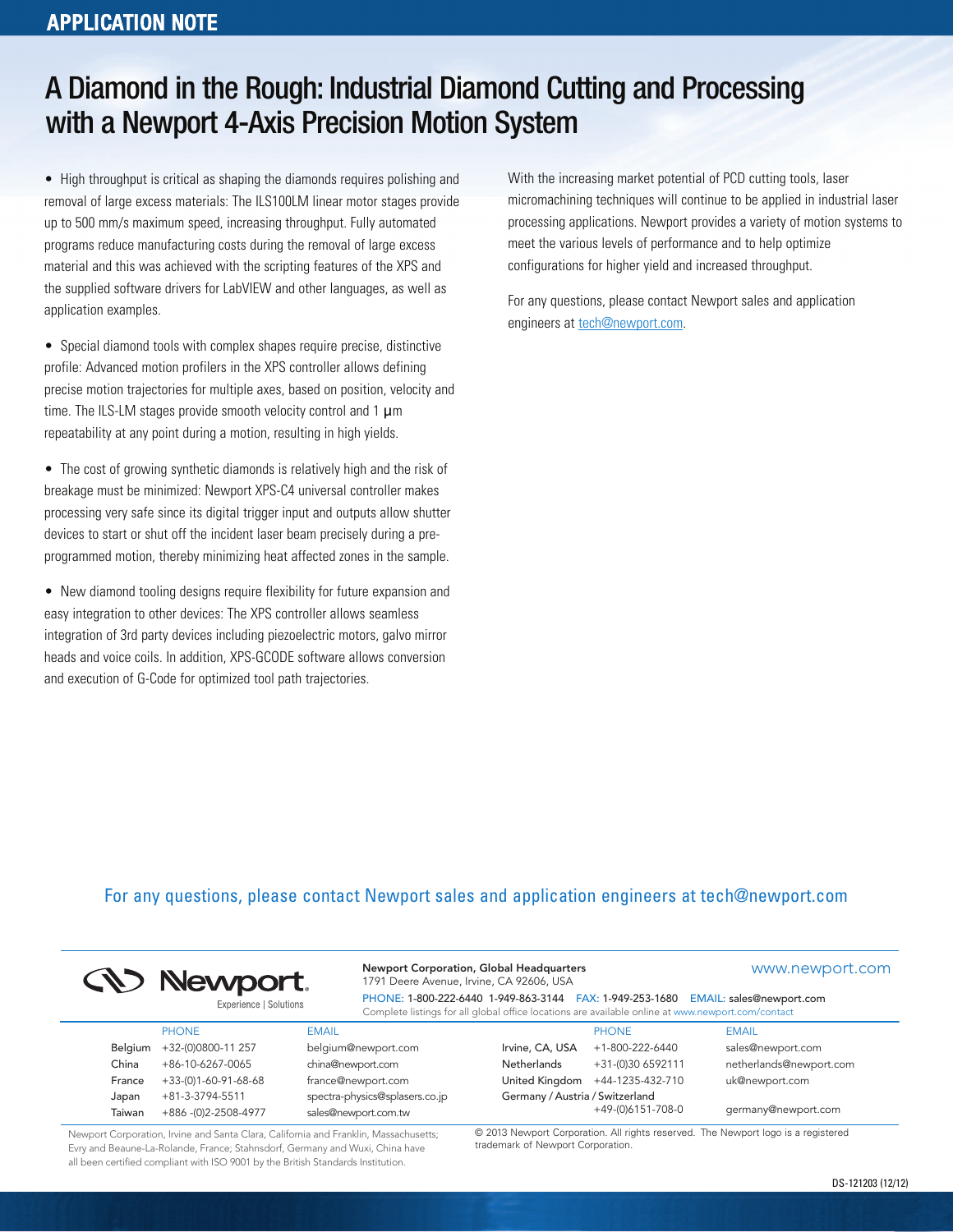APPLICATION NOTE

# A Diamond in the Rough: Industrial Diamond Cutting and Processing with a Newport 4-Axis Precision Motion System

- High throughput is critical as shaping the diamonds requires polishing and removal of large excess materials: The ILS100LM linear motor stages provide up to 500 mm/s maximum speed, increasing throughput. Fully automated programs reduce manufacturing costs during the removal of large excess material and this was achieved with the scripting features of the XPS and the supplied software drivers for LabVIEW and other languages, as well as application examples.

- Special diamond tools with complex shapes require precise, distinctive profile: Advanced motion profilers in the XPS controller allows defining precise motion trajectories for multiple axes, based on position, velocity and time. The ILS-LM stages provide smooth velocity control and 1 µm repeatability at any point during a motion, resulting in high yields.

- The cost of growing synthetic diamonds is relatively high and the risk of breakage must be minimized: Newport XPS-C4 universal controller makes processing very safe since its digital trigger input and outputs allow shutter devices to start or shut off the incident laser beam precisely during a pre-programmed motion, thereby minimizing heat affected zones in the sample.

- New diamond tooling designs require flexibility for future expansion and easy integration to other devices: The XPS controller allows seamless integration of 3rd party devices including piezoelectric motors, galvo mirror heads and voice coils. In addition, XPS-GCODE software allows conversion and execution of G-Code for optimized tool path trajectories.

With the increasing market potential of PCD cutting tools, laser micromachining techniques will continue to be applied in industrial laser processing applications. Newport provides a variety of motion systems to meet the various levels of performance and to help optimize configurations for higher yield and increased throughput.

For any questions, please contact Newport sales and application engineers at tech@newport.com.

For any questions, please contact Newport sales and application engineers at tech@newport.com

Newport. Experience | Solutions

**Newport Corporation, Global Headquarters**
1791 Deere Avenue, Irvine, CA 92606, USA
PHONE: 1-800-222-6440 1-949-863-3144 FAX: 1-949-253-1680 EMAIL: sales@newport.com
Complete listings for all global office locations are available online at www.newport.com/contact

www.newport.com

| | PHONE | EMAIL | | PHONE | EMAIL |
|---|---|---|---|---|---|
| Belgium | +32-(0)0800-11 257 | belgium@newport.com | Irvine, CA, USA | +1-800-222-6440 | sales@newport.com |
| China | +86-10-6267-0065 | china@newport.com | Netherlands | +31-(0)30 6592111 | netherlands@newport.com |
| France | +33-(0)1-60-91-68-68 | france@newport.com | United Kingdom | +44-1235-432-710 | uk@newport.com |
| Japan | +81-3-3794-5511 | spectra-physics@splasers.co.jp | Germany / Austria / Switzerland | +49-(0)6151-708-0 | germany@newport.com |
| Taiwan | +886 -(0)2-2508-4977 | sales@newport.com.tw | | | |

Newport Corporation, Irvine and Santa Clara, California and Franklin, Massachusetts; Evry and Beaune-La-Rolande, France; Stahnsdorf, Germany and Wuxi, China have all been certified compliant with ISO 9001 by the British Standards Institution.

© 2013 Newport Corporation. All rights reserved. The Newport logo is a registered trademark of Newport Corporation.

DS-121203 (12/12)